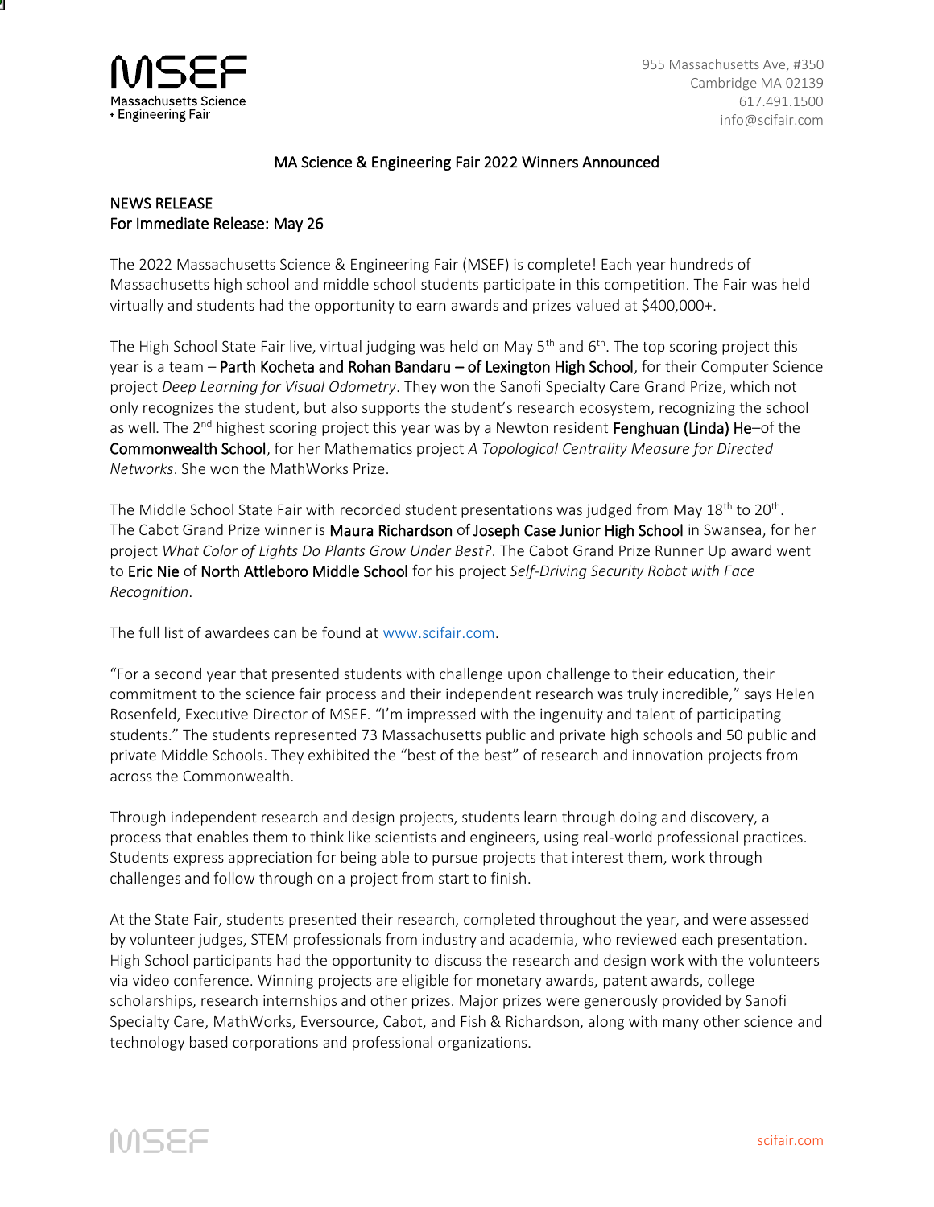MSEF
Massachusetts Science + Engineering Fair

955 Massachusetts Ave, #350
Cambridge MA 02139
617.491.1500
info@scifair.com

# MA Science & Engineering Fair 2022 Winners Announced

NEWS RELEASE
For Immediate Release: May 26

The 2022 Massachusetts Science & Engineering Fair (MSEF) is complete! Each year hundreds of Massachusetts high school and middle school students participate in this competition. The Fair was held virtually and students had the opportunity to earn awards and prizes valued at $400,000+.

The High School State Fair live, virtual judging was held on May 5th and 6th. The top scoring project this year is a team – Parth Kocheta and Rohan Bandaru – of Lexington High School, for their Computer Science project *Deep Learning for Visual Odometry*. They won the Sanofi Specialty Care Grand Prize, which not only recognizes the student, but also supports the student's research ecosystem, recognizing the school as well. The 2nd highest scoring project this year was by a Newton resident Fenghuan (Linda) He–of the Commonwealth School, for her Mathematics project *A Topological Centrality Measure for Directed Networks*. She won the MathWorks Prize.

The Middle School State Fair with recorded student presentations was judged from May 18th to 20th. The Cabot Grand Prize winner is Maura Richardson of Joseph Case Junior High School in Swansea, for her project *What Color of Lights Do Plants Grow Under Best?*. The Cabot Grand Prize Runner Up award went to Eric Nie of North Attleboro Middle School for his project *Self-Driving Security Robot with Face Recognition*.

The full list of awardees can be found at www.scifair.com.

"For a second year that presented students with challenge upon challenge to their education, their commitment to the science fair process and their independent research was truly incredible," says Helen Rosenfeld, Executive Director of MSEF. "I'm impressed with the ingenuity and talent of participating students." The students represented 73 Massachusetts public and private high schools and 50 public and private Middle Schools. They exhibited the "best of the best" of research and innovation projects from across the Commonwealth.

Through independent research and design projects, students learn through doing and discovery, a process that enables them to think like scientists and engineers, using real-world professional practices. Students express appreciation for being able to pursue projects that interest them, work through challenges and follow through on a project from start to finish.

At the State Fair, students presented their research, completed throughout the year, and were assessed by volunteer judges, STEM professionals from industry and academia, who reviewed each presentation. High School participants had the opportunity to discuss the research and design work with the volunteers via video conference. Winning projects are eligible for monetary awards, patent awards, college scholarships, research internships and other prizes. Major prizes were generously provided by Sanofi Specialty Care, MathWorks, Eversource, Cabot, and Fish & Richardson, along with many other science and technology based corporations and professional organizations.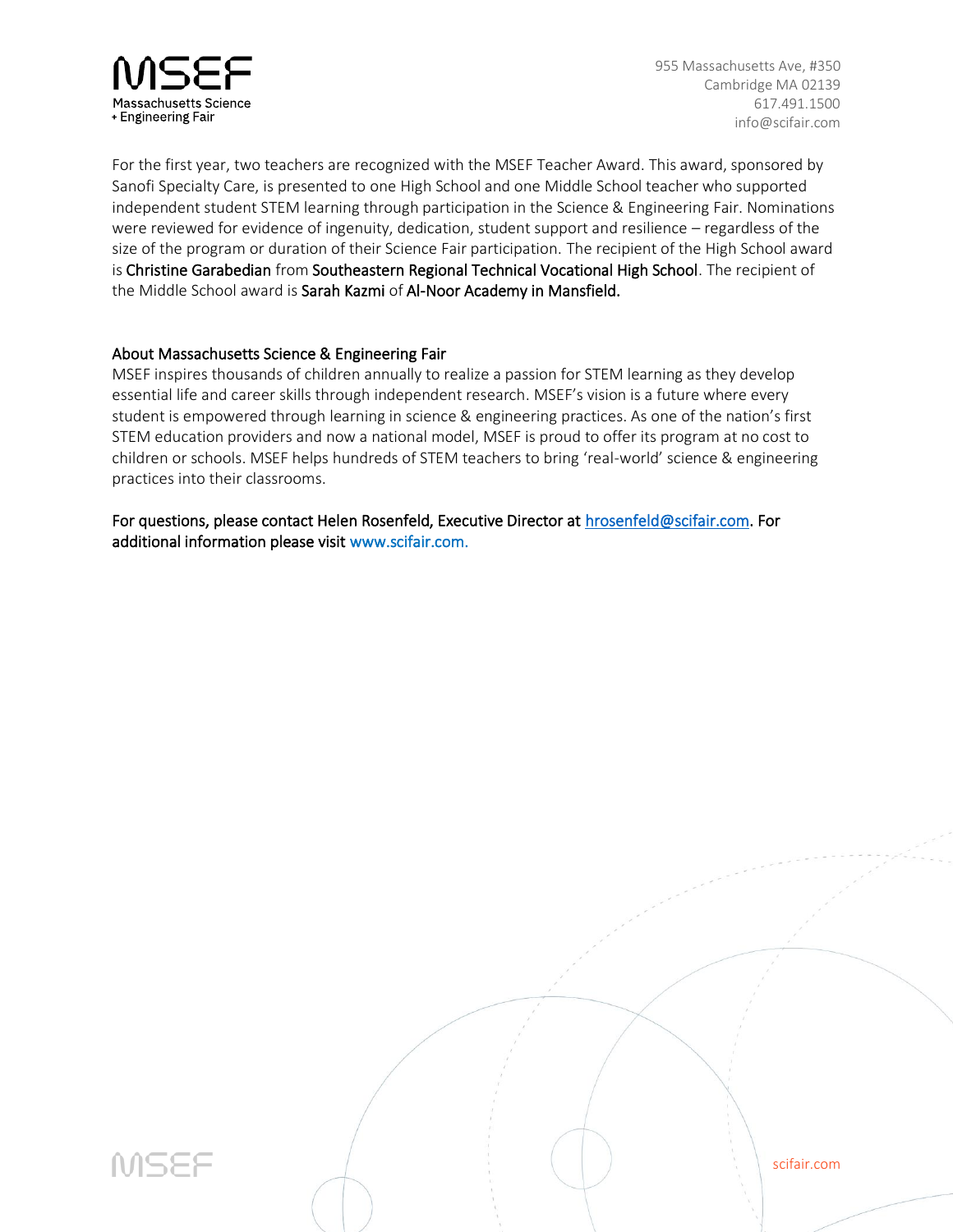For the first year, two teachers are recognized with the MSEF Teacher Award. This award, sponsored by Sanofi Specialty Care, is presented to one High School and one Middle School teacher who supported independent student STEM learning through participation in the Science & Engineering Fair. Nominations were reviewed for evidence of ingenuity, dedication, student support and resilience – regardless of the size of the program or duration of their Science Fair participation. The recipient of the High School award is Christine Garabedian from Southeastern Regional Technical Vocational High School. The recipient of the Middle School award is Sarah Kazmi of Al-Noor Academy in Mansfield.

## About Massachusetts Science & Engineering Fair

MSEF inspires thousands of children annually to realize a passion for STEM learning as they develop essential life and career skills through independent research. MSEF's vision is a future where every student is empowered through learning in science & engineering practices. As one of the nation's first STEM education providers and now a national model, MSEF is proud to offer its program at no cost to children or schools. MSEF helps hundreds of STEM teachers to bring 'real-world' science & engineering practices into their classrooms.

For questions, please contact Helen Rosenfeld, Executive Director at hrosenfeld@scifair.com. For additional information please visit www.scifair.com.